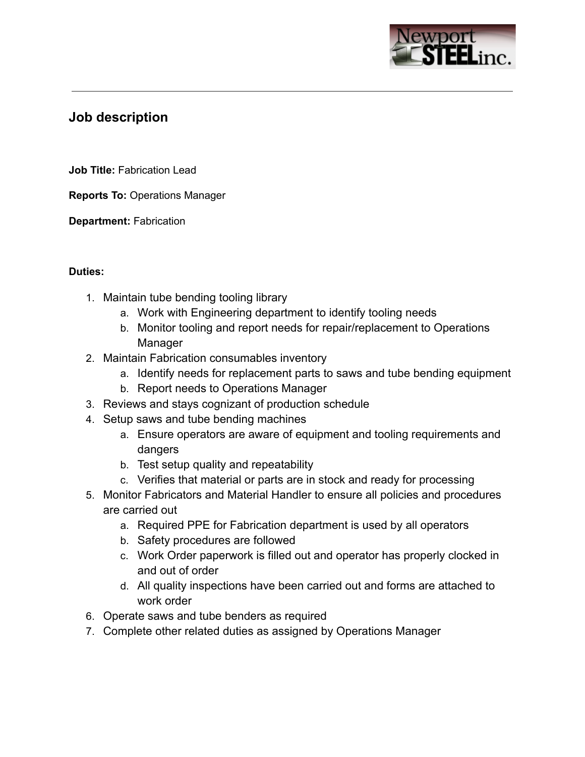## Job description

**Job Title:** Fabrication Lead

**Reports To:** Operations Manager

**Department:** Fabrication

**Duties:**

1. Maintain tube bending tooling library
    a. Work with Engineering department to identify tooling needs
    b. Monitor tooling and report needs for repair/replacement to Operations Manager
2. Maintain Fabrication consumables inventory
    a. Identify needs for replacement parts to saws and tube bending equipment
    b. Report needs to Operations Manager
3. Reviews and stays cognizant of production schedule
4. Setup saws and tube bending machines
    a. Ensure operators are aware of equipment and tooling requirements and dangers
    b. Test setup quality and repeatability
    c. Verifies that material or parts are in stock and ready for processing
5. Monitor Fabricators and Material Handler to ensure all policies and procedures are carried out
    a. Required PPE for Fabrication department is used by all operators
    b. Safety procedures are followed
    c. Work Order paperwork is filled out and operator has properly clocked in and out of order
    d. All quality inspections have been carried out and forms are attached to work order
6. Operate saws and tube benders as required
7. Complete other related duties as assigned by Operations Manager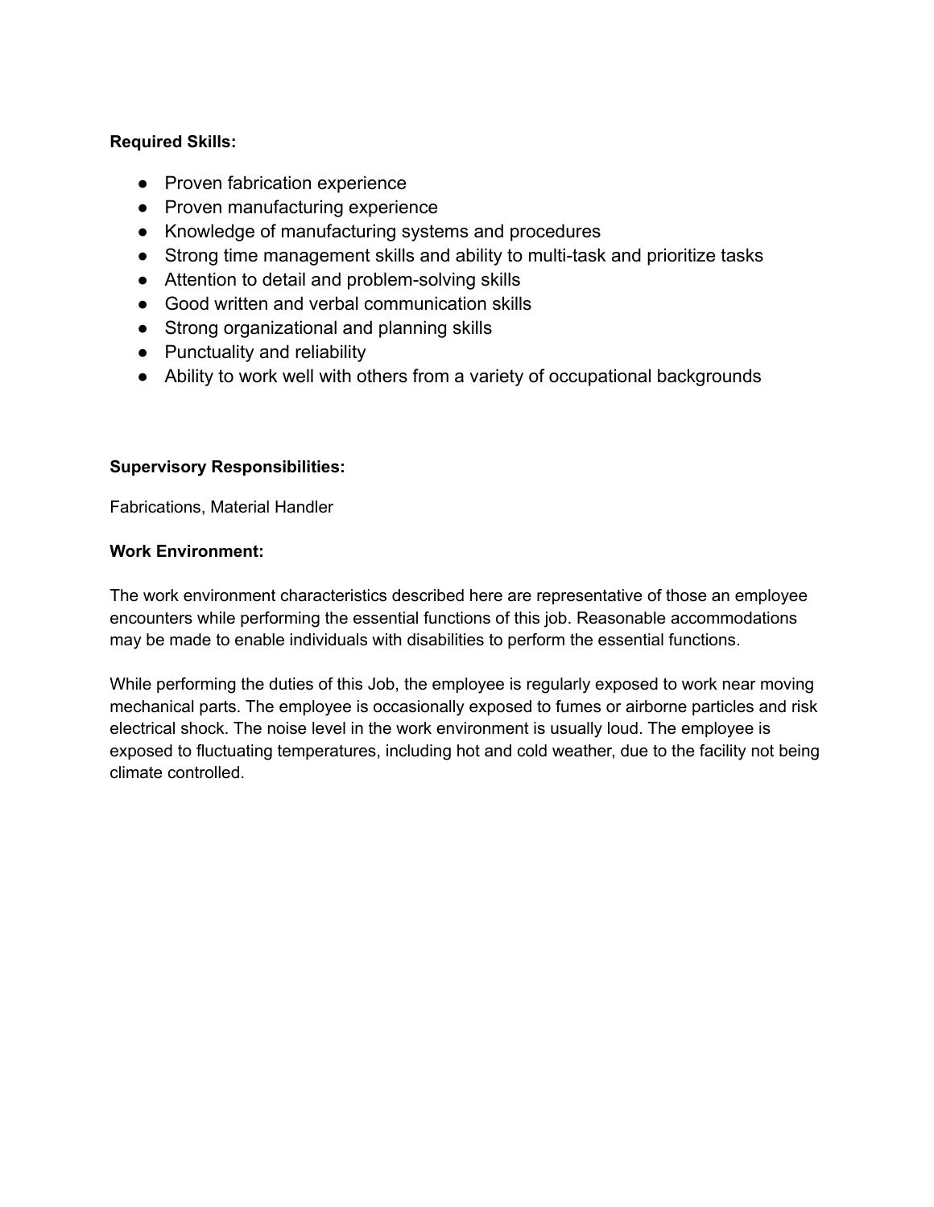**Required Skills:**

- Proven fabrication experience
- Proven manufacturing experience
- Knowledge of manufacturing systems and procedures
- Strong time management skills and ability to multi-task and prioritize tasks
- Attention to detail and problem-solving skills
- Good written and verbal communication skills
- Strong organizational and planning skills
- Punctuality and reliability
- Ability to work well with others from a variety of occupational backgrounds

**Supervisory Responsibilities:**

Fabrications, Material Handler

**Work Environment:**

The work environment characteristics described here are representative of those an employee encounters while performing the essential functions of this job. Reasonable accommodations may be made to enable individuals with disabilities to perform the essential functions.

While performing the duties of this Job, the employee is regularly exposed to work near moving mechanical parts. The employee is occasionally exposed to fumes or airborne particles and risk electrical shock. The noise level in the work environment is usually loud. The employee is exposed to fluctuating temperatures, including hot and cold weather, due to the facility not being climate controlled.